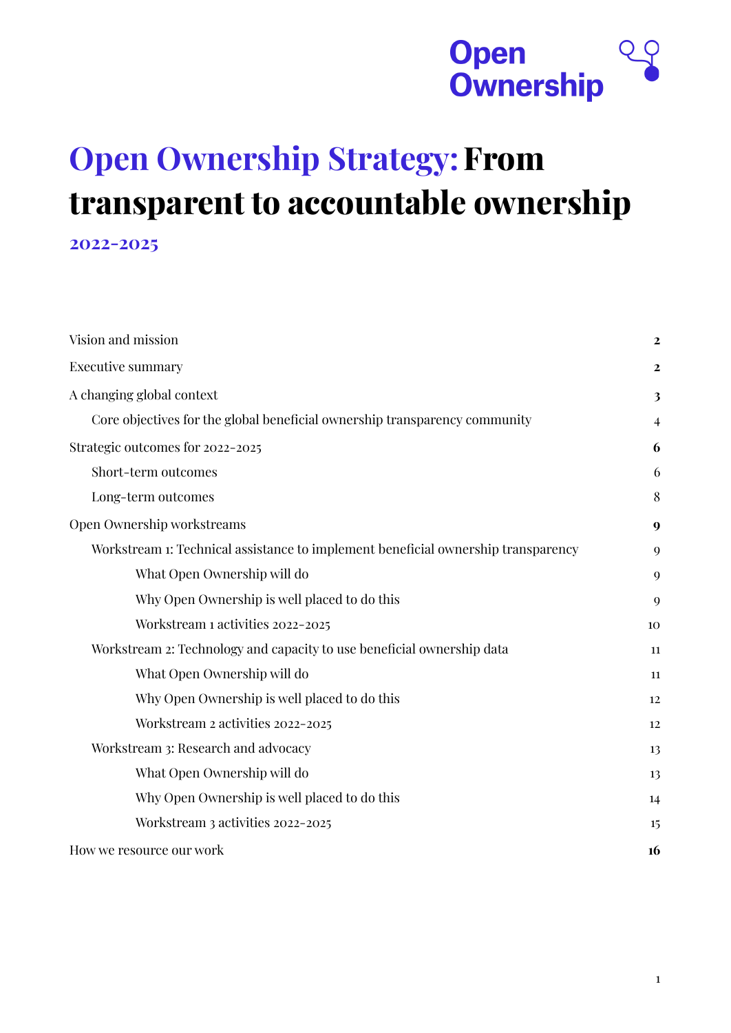Open Ownership

# Open Ownership Strategy: From transparent to accountable ownership

## 2022-2025

| | |
|---|---|
| Vision and mission | 2 |
| Executive summary | 2 |
| A changing global context | 3 |
| Core objectives for the global beneficial ownership transparency community | 4 |
| Strategic outcomes for 2022-2025 | 6 |
| Short-term outcomes | 6 |
| Long-term outcomes | 8 |
| Open Ownership workstreams | 9 |
| Workstream 1: Technical assistance to implement beneficial ownership transparency | 9 |
| What Open Ownership will do | 9 |
| Why Open Ownership is well placed to do this | 9 |
| Workstream 1 activities 2022-2025 | 10 |
| Workstream 2: Technology and capacity to use beneficial ownership data | 11 |
| What Open Ownership will do | 11 |
| Why Open Ownership is well placed to do this | 12 |
| Workstream 2 activities 2022-2025 | 12 |
| Workstream 3: Research and advocacy | 13 |
| What Open Ownership will do | 13 |
| Why Open Ownership is well placed to do this | 14 |
| Workstream 3 activities 2022-2025 | 15 |
| How we resource our work | 16 |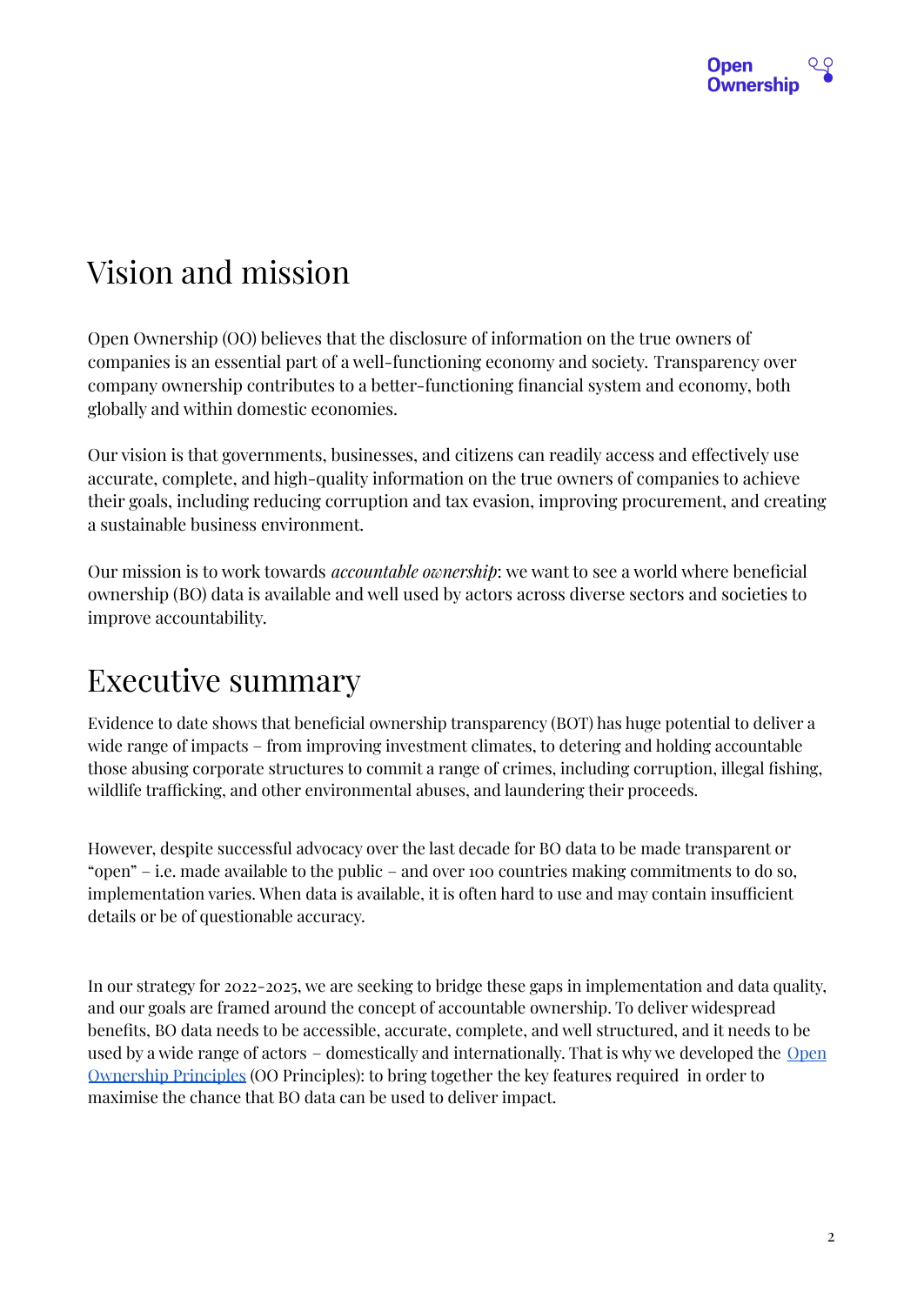# Vision and mission

Open Ownership (OO) believes that the disclosure of information on the true owners of companies is an essential part of a well-functioning economy and society. Transparency over company ownership contributes to a better-functioning financial system and economy, both globally and within domestic economies.

Our vision is that governments, businesses, and citizens can readily access and effectively use accurate, complete, and high-quality information on the true owners of companies to achieve their goals, including reducing corruption and tax evasion, improving procurement, and creating a sustainable business environment.

Our mission is to work towards *accountable ownership*: we want to see a world where beneficial ownership (BO) data is available and well used by actors across diverse sectors and societies to improve accountability.

# Executive summary

Evidence to date shows that beneficial ownership transparency (BOT) has huge potential to deliver a wide range of impacts – from improving investment climates, to detering and holding accountable those abusing corporate structures to commit a range of crimes, including corruption, illegal fishing, wildlife trafficking, and other environmental abuses, and laundering their proceeds.

However, despite successful advocacy over the last decade for BO data to be made transparent or "open" – i.e. made available to the public – and over 100 countries making commitments to do so, implementation varies. When data is available, it is often hard to use and may contain insufficient details or be of questionable accuracy.

In our strategy for 2022-2025, we are seeking to bridge these gaps in implementation and data quality, and our goals are framed around the concept of accountable ownership. To deliver widespread benefits, BO data needs to be accessible, accurate, complete, and well structured, and it needs to be used by a wide range of actors – domestically and internationally. That is why we developed the Open Ownership Principles (OO Principles): to bring together the key features required in order to maximise the chance that BO data can be used to deliver impact.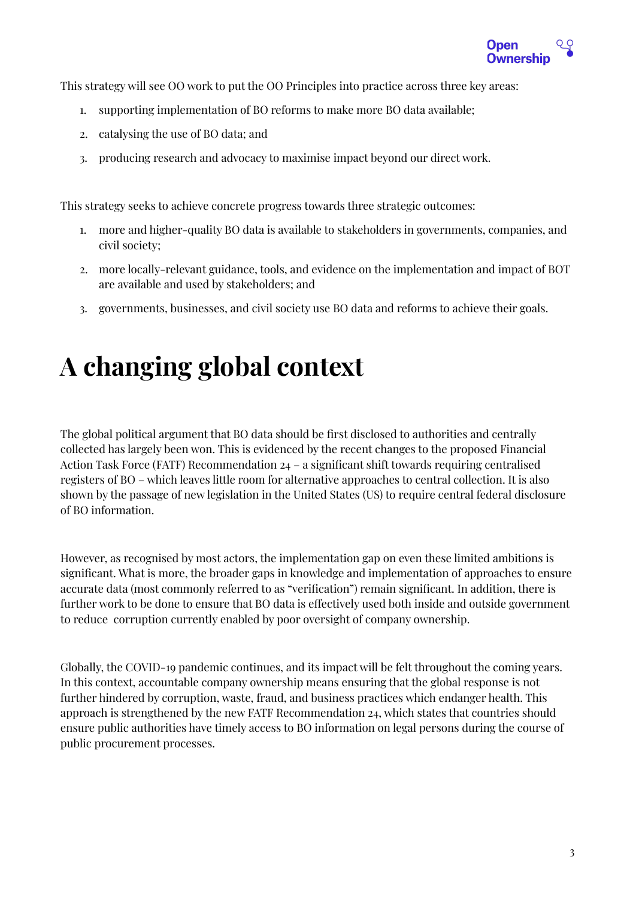This strategy will see OO work to put the OO Principles into practice across three key areas:

1. supporting implementation of BO reforms to make more BO data available;
2. catalysing the use of BO data; and
3. producing research and advocacy to maximise impact beyond our direct work.

This strategy seeks to achieve concrete progress towards three strategic outcomes:

1. more and higher-quality BO data is available to stakeholders in governments, companies, and civil society;
2. more locally-relevant guidance, tools, and evidence on the implementation and impact of BOT are available and used by stakeholders; and
3. governments, businesses, and civil society use BO data and reforms to achieve their goals.

# A changing global context

The global political argument that BO data should be first disclosed to authorities and centrally collected has largely been won. This is evidenced by the recent changes to the proposed Financial Action Task Force (FATF) Recommendation 24 – a significant shift towards requiring centralised registers of BO – which leaves little room for alternative approaches to central collection. It is also shown by the passage of new legislation in the United States (US) to require central federal disclosure of BO information.

However, as recognised by most actors, the implementation gap on even these limited ambitions is significant. What is more, the broader gaps in knowledge and implementation of approaches to ensure accurate data (most commonly referred to as "verification") remain significant. In addition, there is further work to be done to ensure that BO data is effectively used both inside and outside government to reduce corruption currently enabled by poor oversight of company ownership.

Globally, the COVID-19 pandemic continues, and its impact will be felt throughout the coming years. In this context, accountable company ownership means ensuring that the global response is not further hindered by corruption, waste, fraud, and business practices which endanger health. This approach is strengthened by the new FATF Recommendation 24, which states that countries should ensure public authorities have timely access to BO information on legal persons during the course of public procurement processes.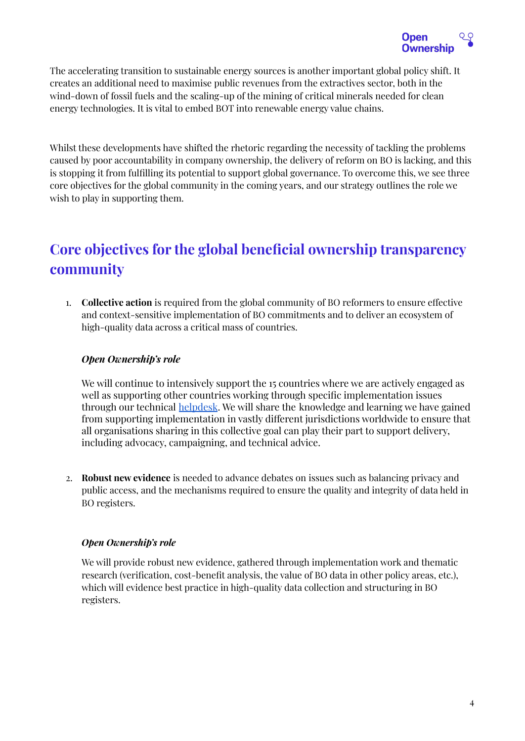The accelerating transition to sustainable energy sources is another important global policy shift. It creates an additional need to maximise public revenues from the extractives sector, both in the wind-down of fossil fuels and the scaling-up of the mining of critical minerals needed for clean energy technologies. It is vital to embed BOT into renewable energy value chains.

Whilst these developments have shifted the rhetoric regarding the necessity of tackling the problems caused by poor accountability in company ownership, the delivery of reform on BO is lacking, and this is stopping it from fulfilling its potential to support global governance. To overcome this, we see three core objectives for the global community in the coming years, and our strategy outlines the role we wish to play in supporting them.

## Core objectives for the global beneficial ownership transparency community

1. **Collective action** is required from the global community of BO reformers to ensure effective and context-sensitive implementation of BO commitments and to deliver an ecosystem of high-quality data across a critical mass of countries.

   ***Open Ownership's role***

   We will continue to intensively support the 15 countries where we are actively engaged as well as supporting other countries working through specific implementation issues through our technical helpdesk. We will share the knowledge and learning we have gained from supporting implementation in vastly different jurisdictions worldwide to ensure that all organisations sharing in this collective goal can play their part to support delivery, including advocacy, campaigning, and technical advice.

2. **Robust new evidence** is needed to advance debates on issues such as balancing privacy and public access, and the mechanisms required to ensure the quality and integrity of data held in BO registers.

   ***Open Ownership's role***

   We will provide robust new evidence, gathered through implementation work and thematic research (verification, cost-benefit analysis, the value of BO data in other policy areas, etc.), which will evidence best practice in high-quality data collection and structuring in BO registers.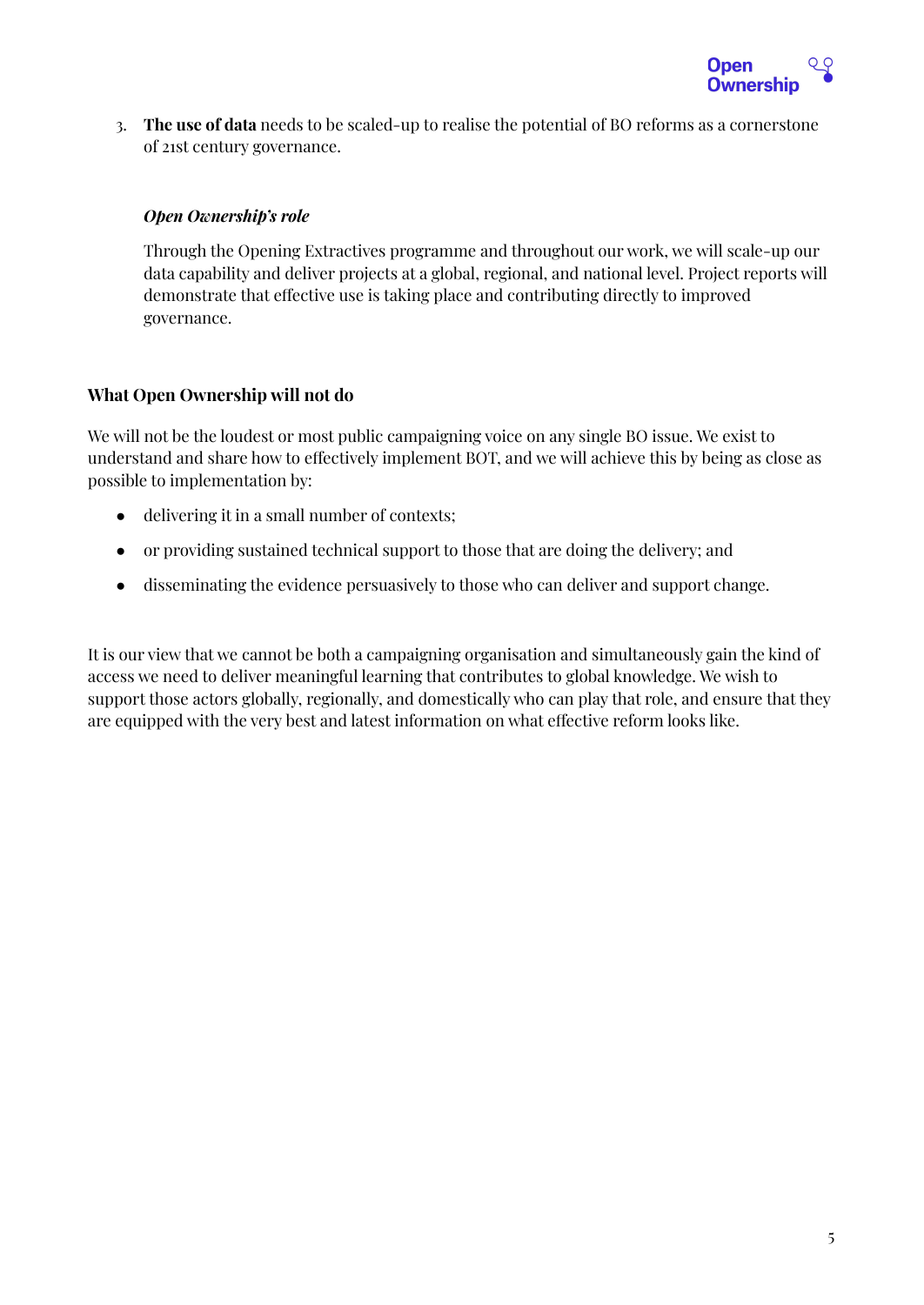3. **The use of data** needs to be scaled-up to realise the potential of BO reforms as a cornerstone of 21st century governance.

   ***Open Ownership's role***

   Through the Opening Extractives programme and throughout our work, we will scale-up our data capability and deliver projects at a global, regional, and national level. Project reports will demonstrate that effective use is taking place and contributing directly to improved governance.

### What Open Ownership will not do

We will not be the loudest or most public campaigning voice on any single BO issue. We exist to understand and share how to effectively implement BOT, and we will achieve this by being as close as possible to implementation by:

- delivering it in a small number of contexts;
- or providing sustained technical support to those that are doing the delivery; and
- disseminating the evidence persuasively to those who can deliver and support change.

It is our view that we cannot be both a campaigning organisation and simultaneously gain the kind of access we need to deliver meaningful learning that contributes to global knowledge. We wish to support those actors globally, regionally, and domestically who can play that role, and ensure that they are equipped with the very best and latest information on what effective reform looks like.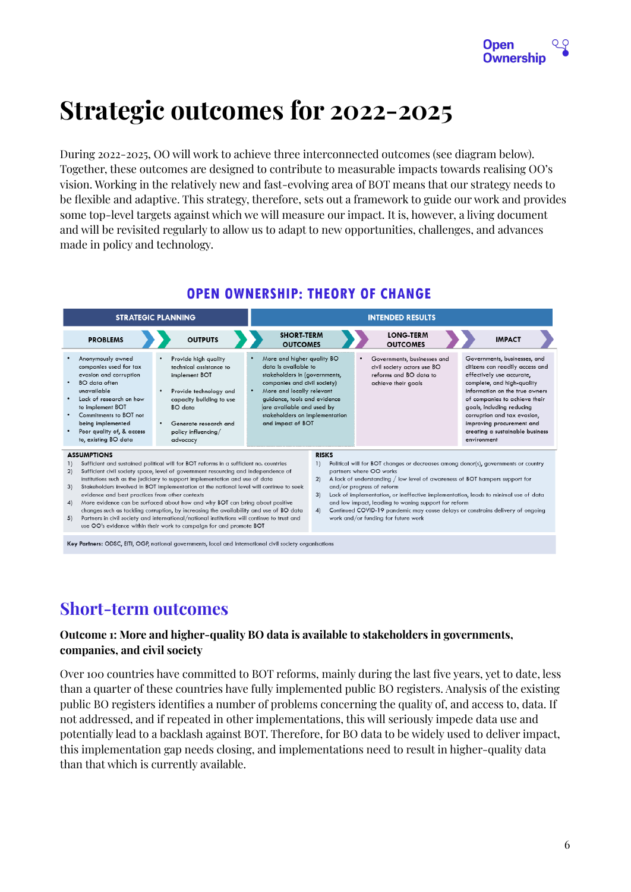# Strategic outcomes for 2022-2025

During 2022-2025, OO will work to achieve three interconnected outcomes (see diagram below). Together, these outcomes are designed to contribute to measurable impacts towards realising OO's vision. Working in the relatively new and fast-evolving area of BOT means that our strategy needs to be flexible and adaptive. This strategy, therefore, sets out a framework to guide our work and provides some top-level targets against which we will measure our impact. It is, however, a living document and will be revisited regularly to allow us to adapt to new opportunities, challenges, and advances made in policy and technology.

## OPEN OWNERSHIP: THEORY OF CHANGE

| STRATEGIC PLANNING | | INTENDED RESULTS | | |
|---|---|---|---|---|
| **PROBLEMS** | **OUTPUTS** | **SHORT-TERM OUTCOMES** | **LONG-TERM OUTCOMES** | **IMPACT** |
| • Anonymously owned companies used for tax evasion and corruption<br>• BO data often unavailable<br>• Lack of research on how to implement BOT<br>• Commitments to BOT not being implemented<br>• Poor quality of, & access to, existing BO data | • Provide high quality technical assistance to implement BOT<br>• Provide technology and capacity building to use BO data<br>• Generate research and policy influencing/ advocacy | • More and higher quality BO data is available to stakeholders in (governments, companies and civil society)<br>• More and locally relevant guidance, tools and evidence are available and used by stakeholders on implementation and impact of BOT | • Governments, businesses and civil society actors use BO reforms and BO data to achieve their goals | Governments, businesses, and citizens can readily access and effectively use accurate, complete, and high-quality information on the true owners of companies to achieve their goals, including reducing corruption and tax evasion, improving procurement and creating a sustainable business environment |

**ASSUMPTIONS**

1) Sufficient and sustained political will for BOT reforms in a sufficient no. countries
2) Sufficient civil society space, level of government resourcing and independence of institutions such as the judiciary to support implementation and use of data
3) Stakeholders involved in BOT implementation at the national level will continue to seek evidence and best practices from other contexts
4) More evidence can be surfaced about how and why BOT can bring about positive changes such as tackling corruption, by increasing the availability and use of BO data
5) Partners in civil society and international/national institutions will continue to trust and use OO's evidence within their work to campaign for and promote BOT

**RISKS**

1) Political will for BOT changes or decreases among donor(s), governments or country partners where OO works
2) A lack of understanding / low level of awareness of BOT hampers support for and/or progress of reform
3) Lack of implementation, or ineffective implementation, leads to minimal use of data and low impact, leading to waning support for reform
4) Continued COVID-19 pandemic may cause delays or constrains delivery of ongoing work and/or funding for future work

**Key Partners:** ODSC, EITI, OGP, national governments, local and international civil society organisations

## Short-term outcomes

**Outcome 1: More and higher-quality BO data is available to stakeholders in governments, companies, and civil society**

Over 100 countries have committed to BOT reforms, mainly during the last five years, yet to date, less than a quarter of these countries have fully implemented public BO registers. Analysis of the existing public BO registers identifies a number of problems concerning the quality of, and access to, data. If not addressed, and if repeated in other implementations, this will seriously impede data use and potentially lead to a backlash against BOT. Therefore, for BO data to be widely used to deliver impact, this implementation gap needs closing, and implementations need to result in higher-quality data than that which is currently available.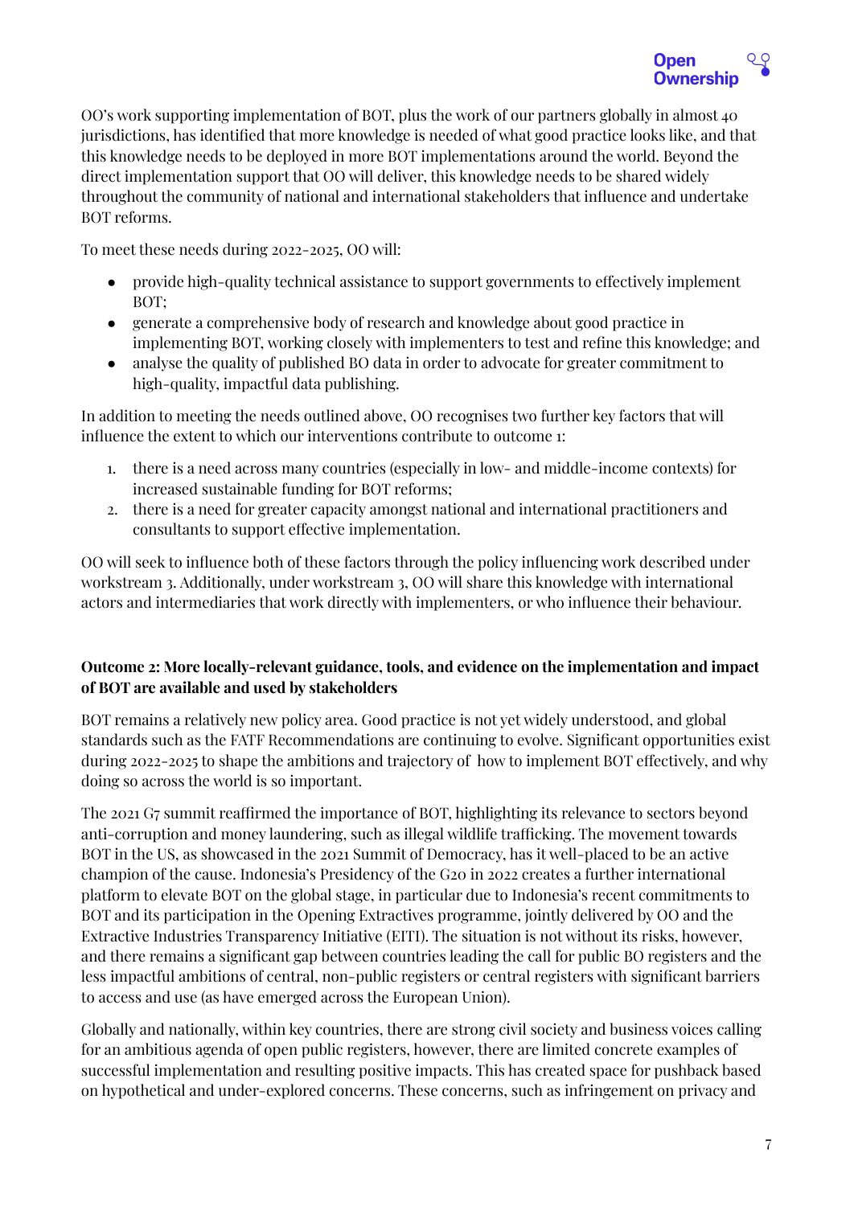OO's work supporting implementation of BOT, plus the work of our partners globally in almost 40 jurisdictions, has identified that more knowledge is needed of what good practice looks like, and that this knowledge needs to be deployed in more BOT implementations around the world. Beyond the direct implementation support that OO will deliver, this knowledge needs to be shared widely throughout the community of national and international stakeholders that influence and undertake BOT reforms.

To meet these needs during 2022-2025, OO will:

- provide high-quality technical assistance to support governments to effectively implement BOT;
- generate a comprehensive body of research and knowledge about good practice in implementing BOT, working closely with implementers to test and refine this knowledge; and
- analyse the quality of published BO data in order to advocate for greater commitment to high-quality, impactful data publishing.

In addition to meeting the needs outlined above, OO recognises two further key factors that will influence the extent to which our interventions contribute to outcome 1:

1. there is a need across many countries (especially in low- and middle-income contexts) for increased sustainable funding for BOT reforms;
2. there is a need for greater capacity amongst national and international practitioners and consultants to support effective implementation.

OO will seek to influence both of these factors through the policy influencing work described under workstream 3. Additionally, under workstream 3, OO will share this knowledge with international actors and intermediaries that work directly with implementers, or who influence their behaviour.

**Outcome 2: More locally-relevant guidance, tools, and evidence on the implementation and impact of BOT are available and used by stakeholders**

BOT remains a relatively new policy area. Good practice is not yet widely understood, and global standards such as the FATF Recommendations are continuing to evolve. Significant opportunities exist during 2022-2025 to shape the ambitions and trajectory of how to implement BOT effectively, and why doing so across the world is so important.

The 2021 G7 summit reaffirmed the importance of BOT, highlighting its relevance to sectors beyond anti-corruption and money laundering, such as illegal wildlife trafficking. The movement towards BOT in the US, as showcased in the 2021 Summit of Democracy, has it well-placed to be an active champion of the cause. Indonesia's Presidency of the G20 in 2022 creates a further international platform to elevate BOT on the global stage, in particular due to Indonesia's recent commitments to BOT and its participation in the Opening Extractives programme, jointly delivered by OO and the Extractive Industries Transparency Initiative (EITI). The situation is not without its risks, however, and there remains a significant gap between countries leading the call for public BO registers and the less impactful ambitions of central, non-public registers or central registers with significant barriers to access and use (as have emerged across the European Union).

Globally and nationally, within key countries, there are strong civil society and business voices calling for an ambitious agenda of open public registers, however, there are limited concrete examples of successful implementation and resulting positive impacts. This has created space for pushback based on hypothetical and under-explored concerns. These concerns, such as infringement on privacy and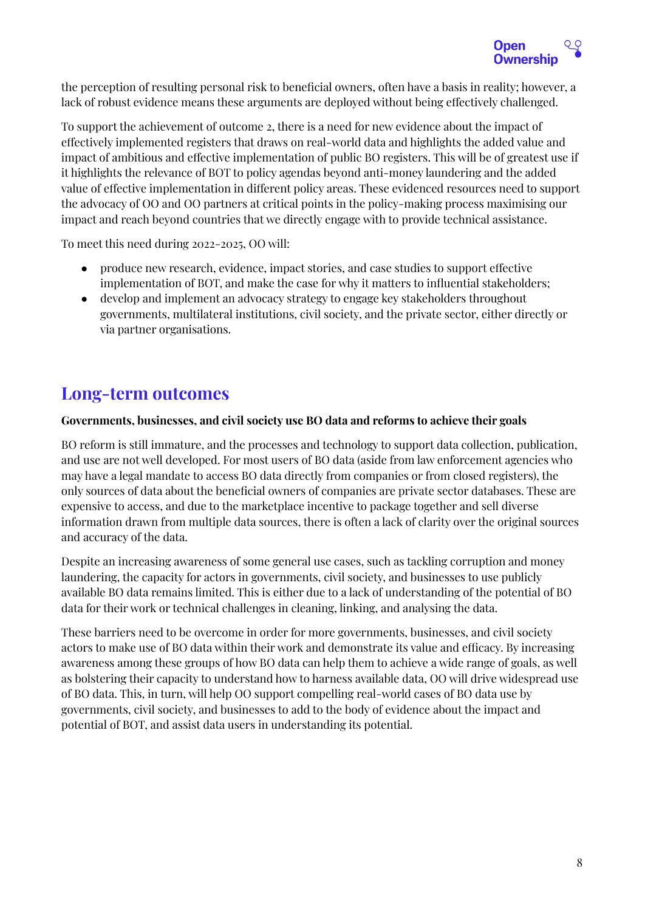the perception of resulting personal risk to beneficial owners, often have a basis in reality; however, a lack of robust evidence means these arguments are deployed without being effectively challenged.

To support the achievement of outcome 2, there is a need for new evidence about the impact of effectively implemented registers that draws on real-world data and highlights the added value and impact of ambitious and effective implementation of public BO registers. This will be of greatest use if it highlights the relevance of BOT to policy agendas beyond anti-money laundering and the added value of effective implementation in different policy areas. These evidenced resources need to support the advocacy of OO and OO partners at critical points in the policy-making process maximising our impact and reach beyond countries that we directly engage with to provide technical assistance.

To meet this need during 2022-2025, OO will:

- produce new research, evidence, impact stories, and case studies to support effective implementation of BOT, and make the case for why it matters to influential stakeholders;
- develop and implement an advocacy strategy to engage key stakeholders throughout governments, multilateral institutions, civil society, and the private sector, either directly or via partner organisations.

## Long-term outcomes

**Governments, businesses, and civil society use BO data and reforms to achieve their goals**

BO reform is still immature, and the processes and technology to support data collection, publication, and use are not well developed. For most users of BO data (aside from law enforcement agencies who may have a legal mandate to access BO data directly from companies or from closed registers), the only sources of data about the beneficial owners of companies are private sector databases. These are expensive to access, and due to the marketplace incentive to package together and sell diverse information drawn from multiple data sources, there is often a lack of clarity over the original sources and accuracy of the data.

Despite an increasing awareness of some general use cases, such as tackling corruption and money laundering, the capacity for actors in governments, civil society, and businesses to use publicly available BO data remains limited. This is either due to a lack of understanding of the potential of BO data for their work or technical challenges in cleaning, linking, and analysing the data.

These barriers need to be overcome in order for more governments, businesses, and civil society actors to make use of BO data within their work and demonstrate its value and efficacy. By increasing awareness among these groups of how BO data can help them to achieve a wide range of goals, as well as bolstering their capacity to understand how to harness available data, OO will drive widespread use of BO data. This, in turn, will help OO support compelling real-world cases of BO data use by governments, civil society, and businesses to add to the body of evidence about the impact and potential of BOT, and assist data users in understanding its potential.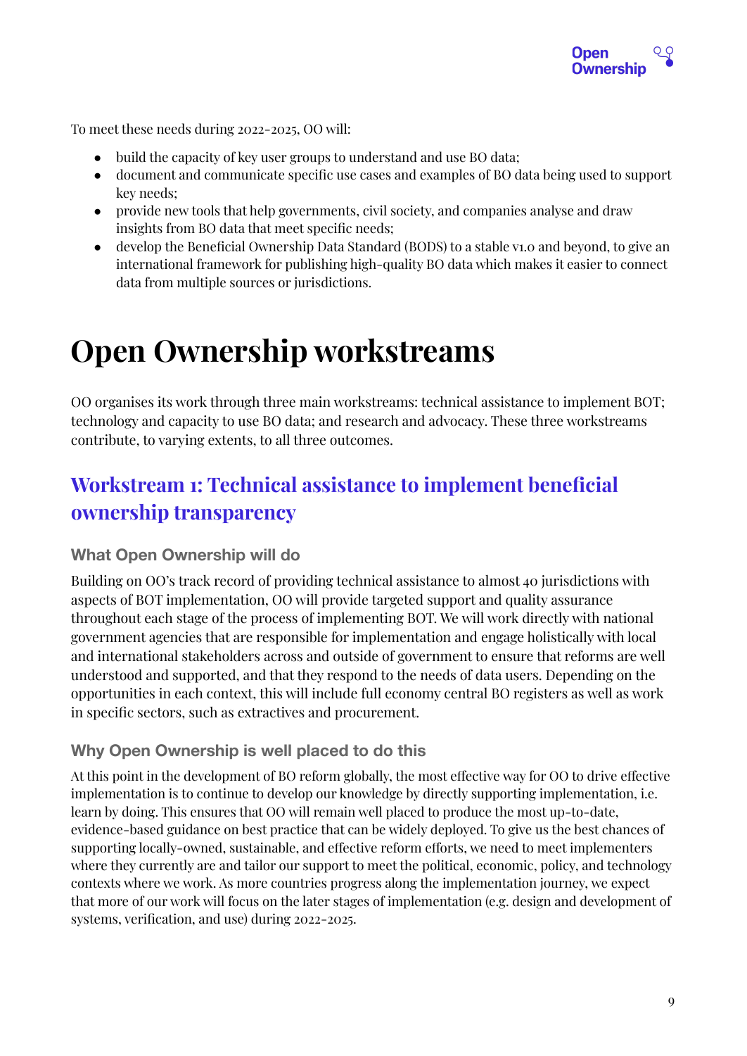To meet these needs during 2022-2025, OO will:

- build the capacity of key user groups to understand and use BO data;
- document and communicate specific use cases and examples of BO data being used to support key needs;
- provide new tools that help governments, civil society, and companies analyse and draw insights from BO data that meet specific needs;
- develop the Beneficial Ownership Data Standard (BODS) to a stable v1.0 and beyond, to give an international framework for publishing high-quality BO data which makes it easier to connect data from multiple sources or jurisdictions.

# Open Ownership workstreams

OO organises its work through three main workstreams: technical assistance to implement BOT; technology and capacity to use BO data; and research and advocacy. These three workstreams contribute, to varying extents, to all three outcomes.

## Workstream 1: Technical assistance to implement beneficial ownership transparency

### What Open Ownership will do

Building on OO's track record of providing technical assistance to almost 40 jurisdictions with aspects of BOT implementation, OO will provide targeted support and quality assurance throughout each stage of the process of implementing BOT. We will work directly with national government agencies that are responsible for implementation and engage holistically with local and international stakeholders across and outside of government to ensure that reforms are well understood and supported, and that they respond to the needs of data users. Depending on the opportunities in each context, this will include full economy central BO registers as well as work in specific sectors, such as extractives and procurement.

### Why Open Ownership is well placed to do this

At this point in the development of BO reform globally, the most effective way for OO to drive effective implementation is to continue to develop our knowledge by directly supporting implementation, i.e. learn by doing. This ensures that OO will remain well placed to produce the most up-to-date, evidence-based guidance on best practice that can be widely deployed. To give us the best chances of supporting locally-owned, sustainable, and effective reform efforts, we need to meet implementers where they currently are and tailor our support to meet the political, economic, policy, and technology contexts where we work. As more countries progress along the implementation journey, we expect that more of our work will focus on the later stages of implementation (e.g. design and development of systems, verification, and use) during 2022-2025.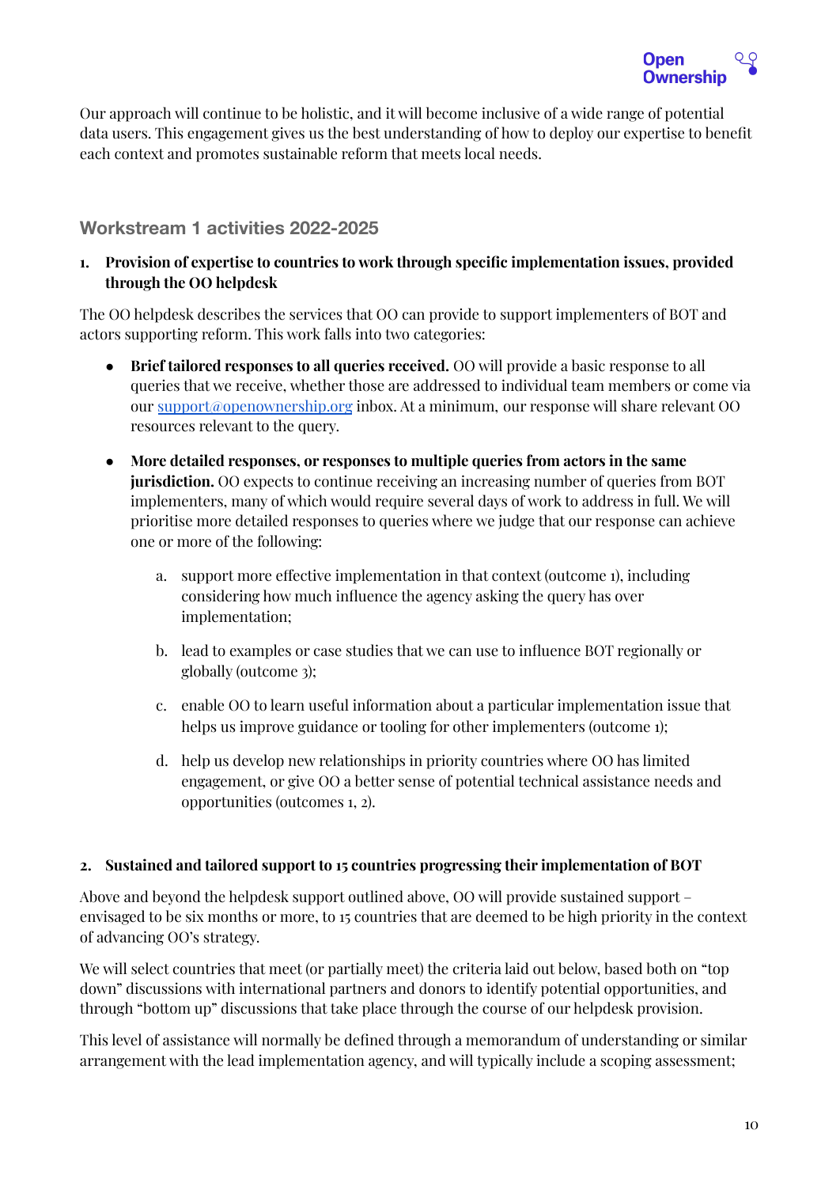Our approach will continue to be holistic, and it will become inclusive of a wide range of potential data users. This engagement gives us the best understanding of how to deploy our expertise to benefit each context and promotes sustainable reform that meets local needs.

### Workstream 1 activities 2022-2025

1. **Provision of expertise to countries to work through specific implementation issues, provided through the OO helpdesk**

The OO helpdesk describes the services that OO can provide to support implementers of BOT and actors supporting reform. This work falls into two categories:

- **Brief tailored responses to all queries received.** OO will provide a basic response to all queries that we receive, whether those are addressed to individual team members or come via our [support@openownership.org](mailto:support@openownership.org) inbox. At a minimum, our response will share relevant OO resources relevant to the query.

- **More detailed responses, or responses to multiple queries from actors in the same jurisdiction.** OO expects to continue receiving an increasing number of queries from BOT implementers, many of which would require several days of work to address in full. We will prioritise more detailed responses to queries where we judge that our response can achieve one or more of the following:

    a. support more effective implementation in that context (outcome 1), including considering how much influence the agency asking the query has over implementation;

    b. lead to examples or case studies that we can use to influence BOT regionally or globally (outcome 3);

    c. enable OO to learn useful information about a particular implementation issue that helps us improve guidance or tooling for other implementers (outcome 1);

    d. help us develop new relationships in priority countries where OO has limited engagement, or give OO a better sense of potential technical assistance needs and opportunities (outcomes 1, 2).

2. **Sustained and tailored support to 15 countries progressing their implementation of BOT**

Above and beyond the helpdesk support outlined above, OO will provide sustained support – envisaged to be six months or more, to 15 countries that are deemed to be high priority in the context of advancing OO's strategy.

We will select countries that meet (or partially meet) the criteria laid out below, based both on "top down" discussions with international partners and donors to identify potential opportunities, and through "bottom up" discussions that take place through the course of our helpdesk provision.

This level of assistance will normally be defined through a memorandum of understanding or similar arrangement with the lead implementation agency, and will typically include a scoping assessment;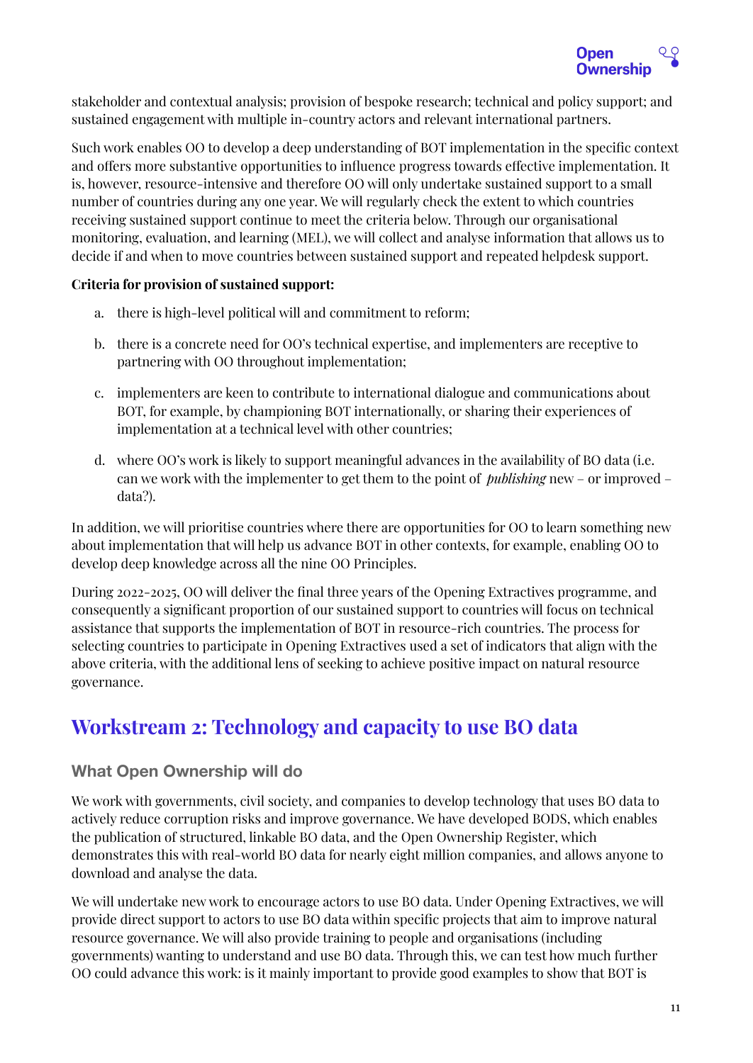stakeholder and contextual analysis; provision of bespoke research; technical and policy support; and sustained engagement with multiple in-country actors and relevant international partners.

Such work enables OO to develop a deep understanding of BOT implementation in the specific context and offers more substantive opportunities to influence progress towards effective implementation. It is, however, resource-intensive and therefore OO will only undertake sustained support to a small number of countries during any one year. We will regularly check the extent to which countries receiving sustained support continue to meet the criteria below. Through our organisational monitoring, evaluation, and learning (MEL), we will collect and analyse information that allows us to decide if and when to move countries between sustained support and repeated helpdesk support.

**Criteria for provision of sustained support:**

a. there is high-level political will and commitment to reform;

b. there is a concrete need for OO's technical expertise, and implementers are receptive to partnering with OO throughout implementation;

c. implementers are keen to contribute to international dialogue and communications about BOT, for example, by championing BOT internationally, or sharing their experiences of implementation at a technical level with other countries;

d. where OO's work is likely to support meaningful advances in the availability of BO data (i.e. can we work with the implementer to get them to the point of *publishing* new – or improved – data?).

In addition, we will prioritise countries where there are opportunities for OO to learn something new about implementation that will help us advance BOT in other contexts, for example, enabling OO to develop deep knowledge across all the nine OO Principles.

During 2022-2025, OO will deliver the final three years of the Opening Extractives programme, and consequently a significant proportion of our sustained support to countries will focus on technical assistance that supports the implementation of BOT in resource-rich countries. The process for selecting countries to participate in Opening Extractives used a set of indicators that align with the above criteria, with the additional lens of seeking to achieve positive impact on natural resource governance.

## Workstream 2: Technology and capacity to use BO data

### What Open Ownership will do

We work with governments, civil society, and companies to develop technology that uses BO data to actively reduce corruption risks and improve governance. We have developed BODS, which enables the publication of structured, linkable BO data, and the Open Ownership Register, which demonstrates this with real-world BO data for nearly eight million companies, and allows anyone to download and analyse the data.

We will undertake new work to encourage actors to use BO data. Under Opening Extractives, we will provide direct support to actors to use BO data within specific projects that aim to improve natural resource governance. We will also provide training to people and organisations (including governments) wanting to understand and use BO data. Through this, we can test how much further OO could advance this work: is it mainly important to provide good examples to show that BOT is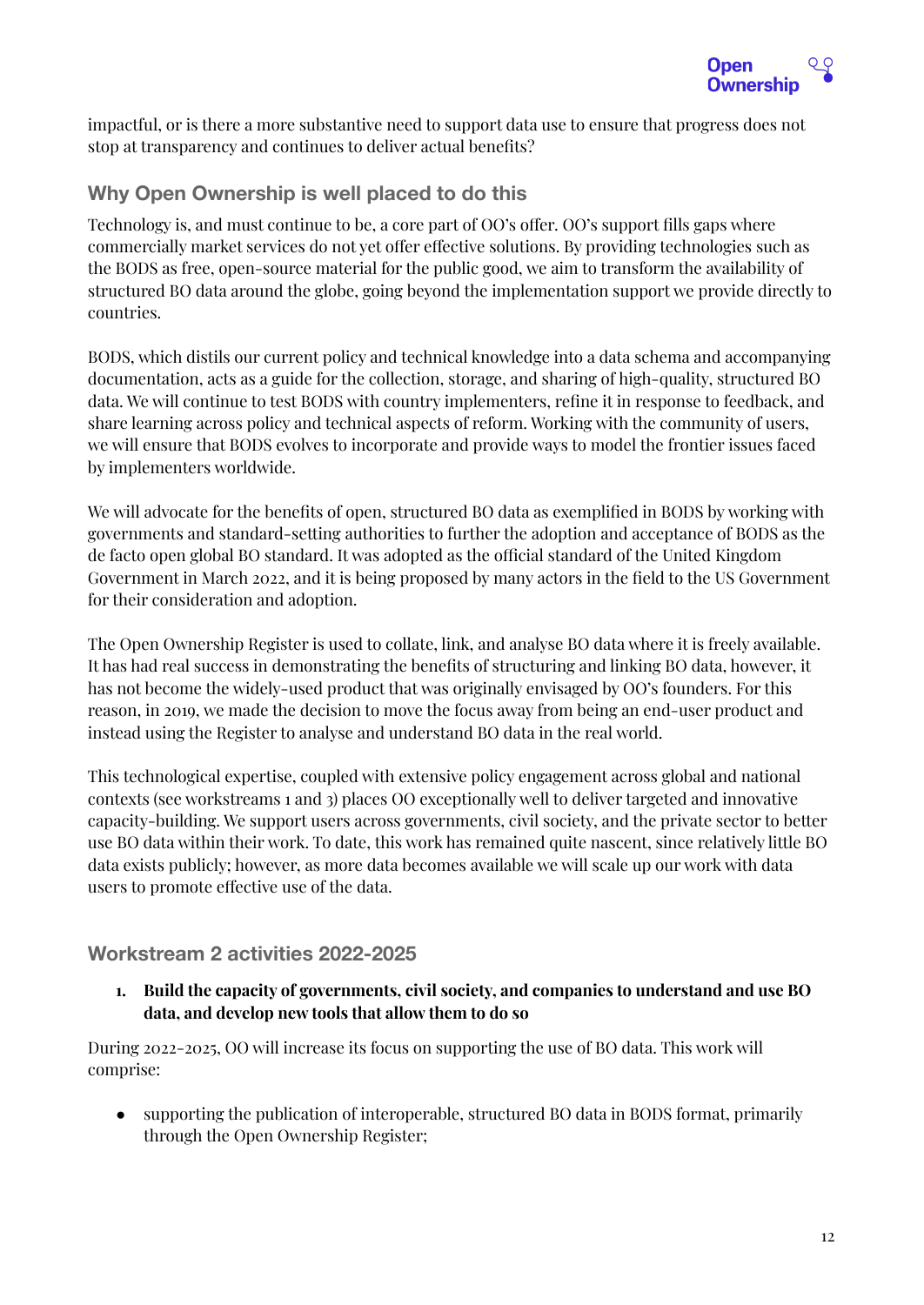impactful, or is there a more substantive need to support data use to ensure that progress does not stop at transparency and continues to deliver actual benefits?

## Why Open Ownership is well placed to do this

Technology is, and must continue to be, a core part of OO's offer. OO's support fills gaps where commercially market services do not yet offer effective solutions. By providing technologies such as the BODS as free, open-source material for the public good, we aim to transform the availability of structured BO data around the globe, going beyond the implementation support we provide directly to countries.

BODS, which distils our current policy and technical knowledge into a data schema and accompanying documentation, acts as a guide for the collection, storage, and sharing of high-quality, structured BO data. We will continue to test BODS with country implementers, refine it in response to feedback, and share learning across policy and technical aspects of reform. Working with the community of users, we will ensure that BODS evolves to incorporate and provide ways to model the frontier issues faced by implementers worldwide.

We will advocate for the benefits of open, structured BO data as exemplified in BODS by working with governments and standard-setting authorities to further the adoption and acceptance of BODS as the de facto open global BO standard. It was adopted as the official standard of the United Kingdom Government in March 2022, and it is being proposed by many actors in the field to the US Government for their consideration and adoption.

The Open Ownership Register is used to collate, link, and analyse BO data where it is freely available. It has had real success in demonstrating the benefits of structuring and linking BO data, however, it has not become the widely-used product that was originally envisaged by OO's founders. For this reason, in 2019, we made the decision to move the focus away from being an end-user product and instead using the Register to analyse and understand BO data in the real world.

This technological expertise, coupled with extensive policy engagement across global and national contexts (see workstreams 1 and 3) places OO exceptionally well to deliver targeted and innovative capacity-building. We support users across governments, civil society, and the private sector to better use BO data within their work. To date, this work has remained quite nascent, since relatively little BO data exists publicly; however, as more data becomes available we will scale up our work with data users to promote effective use of the data.

## Workstream 2 activities 2022-2025

1. **Build the capacity of governments, civil society, and companies to understand and use BO data, and develop new tools that allow them to do so**

During 2022-2025, OO will increase its focus on supporting the use of BO data. This work will comprise:

- supporting the publication of interoperable, structured BO data in BODS format, primarily through the Open Ownership Register;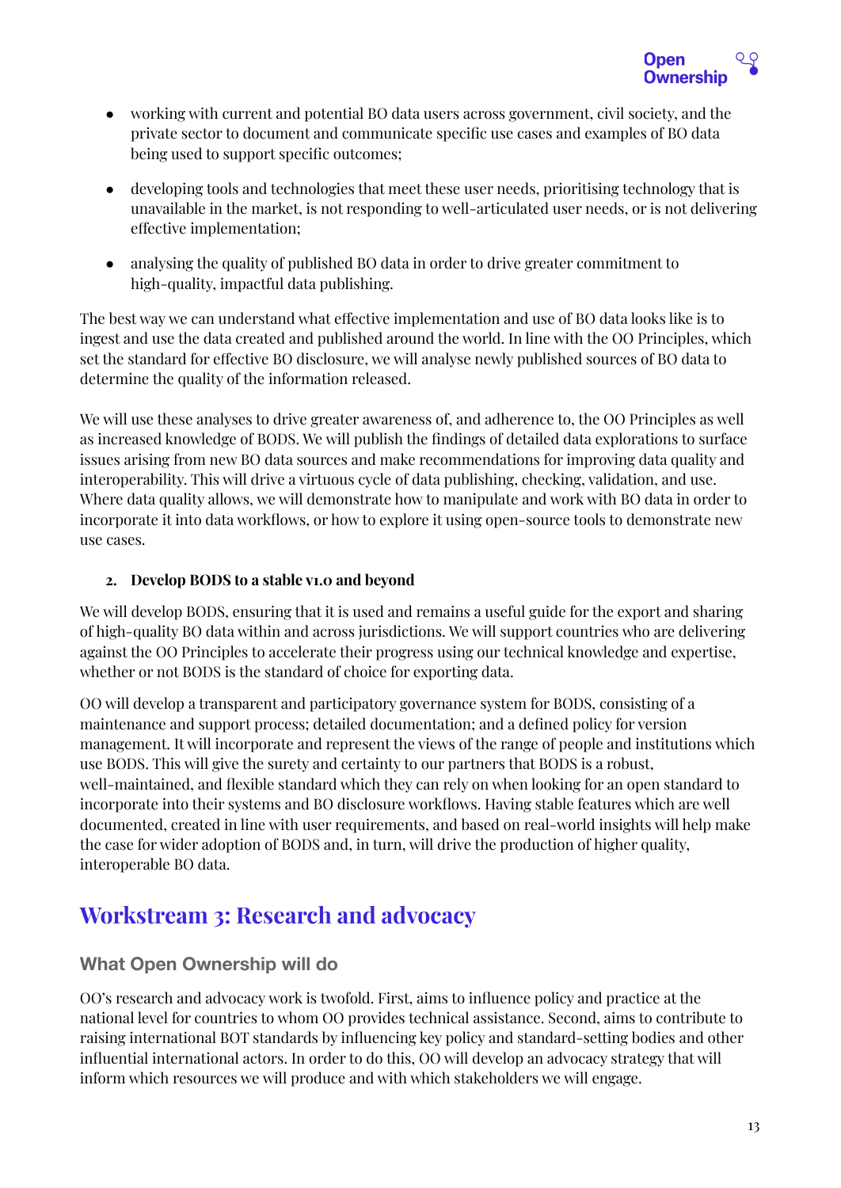- working with current and potential BO data users across government, civil society, and the private sector to document and communicate specific use cases and examples of BO data being used to support specific outcomes;

- developing tools and technologies that meet these user needs, prioritising technology that is unavailable in the market, is not responding to well-articulated user needs, or is not delivering effective implementation;

- analysing the quality of published BO data in order to drive greater commitment to high-quality, impactful data publishing.

The best way we can understand what effective implementation and use of BO data looks like is to ingest and use the data created and published around the world. In line with the OO Principles, which set the standard for effective BO disclosure, we will analyse newly published sources of BO data to determine the quality of the information released.

We will use these analyses to drive greater awareness of, and adherence to, the OO Principles as well as increased knowledge of BODS. We will publish the findings of detailed data explorations to surface issues arising from new BO data sources and make recommendations for improving data quality and interoperability. This will drive a virtuous cycle of data publishing, checking, validation, and use. Where data quality allows, we will demonstrate how to manipulate and work with BO data in order to incorporate it into data workflows, or how to explore it using open-source tools to demonstrate new use cases.

2. **Develop BODS to a stable v1.0 and beyond**

We will develop BODS, ensuring that it is used and remains a useful guide for the export and sharing of high-quality BO data within and across jurisdictions. We will support countries who are delivering against the OO Principles to accelerate their progress using our technical knowledge and expertise, whether or not BODS is the standard of choice for exporting data.

OO will develop a transparent and participatory governance system for BODS, consisting of a maintenance and support process; detailed documentation; and a defined policy for version management. It will incorporate and represent the views of the range of people and institutions which use BODS. This will give the surety and certainty to our partners that BODS is a robust, well-maintained, and flexible standard which they can rely on when looking for an open standard to incorporate into their systems and BO disclosure workflows. Having stable features which are well documented, created in line with user requirements, and based on real-world insights will help make the case for wider adoption of BODS and, in turn, will drive the production of higher quality, interoperable BO data.

## Workstream 3: Research and advocacy

### What Open Ownership will do

OO's research and advocacy work is twofold. First, aims to influence policy and practice at the national level for countries to whom OO provides technical assistance. Second, aims to contribute to raising international BOT standards by influencing key policy and standard-setting bodies and other influential international actors. In order to do this, OO will develop an advocacy strategy that will inform which resources we will produce and with which stakeholders we will engage.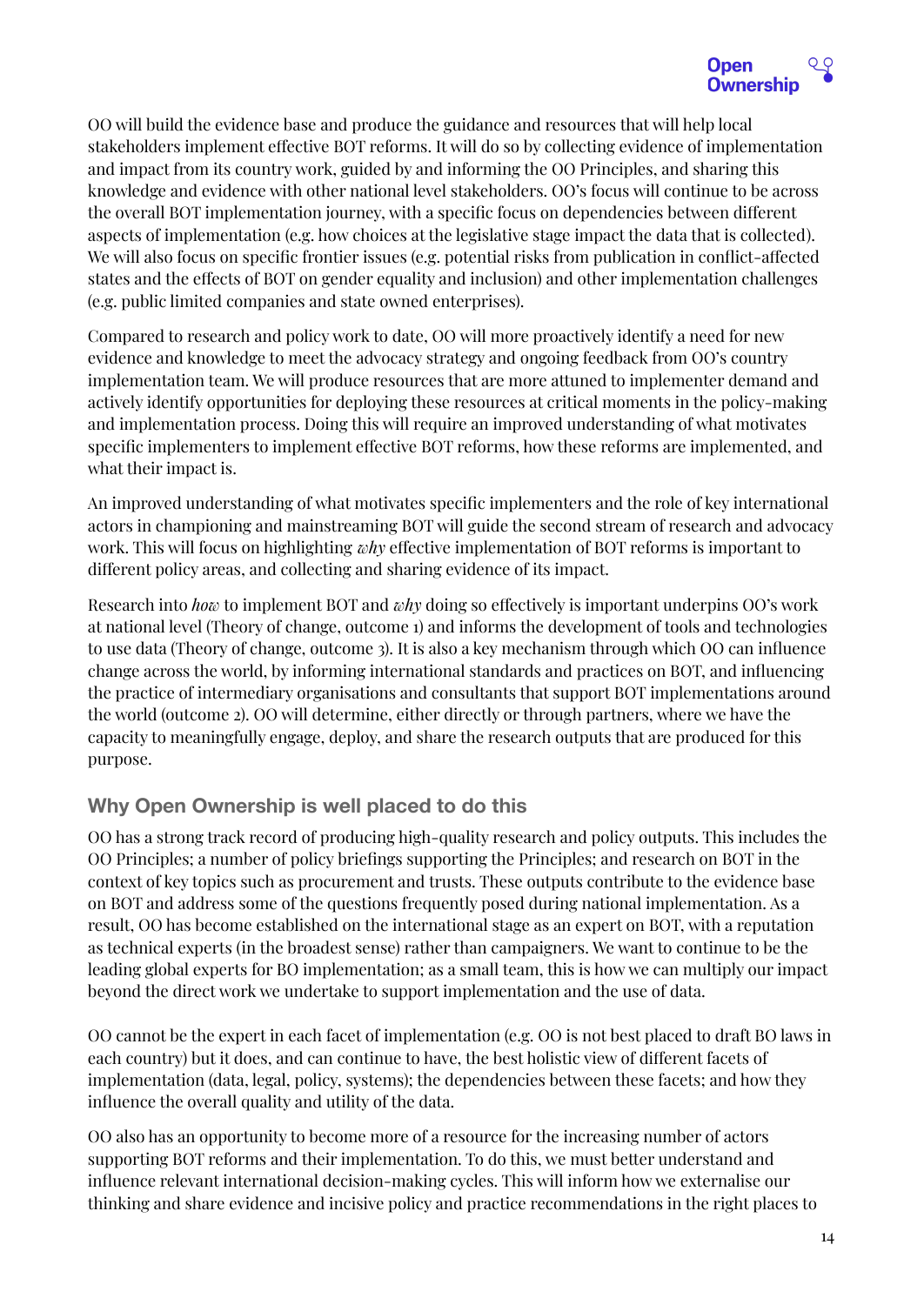OO will build the evidence base and produce the guidance and resources that will help local stakeholders implement effective BOT reforms. It will do so by collecting evidence of implementation and impact from its country work, guided by and informing the OO Principles, and sharing this knowledge and evidence with other national level stakeholders. OO's focus will continue to be across the overall BOT implementation journey, with a specific focus on dependencies between different aspects of implementation (e.g. how choices at the legislative stage impact the data that is collected). We will also focus on specific frontier issues (e.g. potential risks from publication in conflict-affected states and the effects of BOT on gender equality and inclusion) and other implementation challenges (e.g. public limited companies and state owned enterprises).

Compared to research and policy work to date, OO will more proactively identify a need for new evidence and knowledge to meet the advocacy strategy and ongoing feedback from OO's country implementation team. We will produce resources that are more attuned to implementer demand and actively identify opportunities for deploying these resources at critical moments in the policy-making and implementation process. Doing this will require an improved understanding of what motivates specific implementers to implement effective BOT reforms, how these reforms are implemented, and what their impact is.

An improved understanding of what motivates specific implementers and the role of key international actors in championing and mainstreaming BOT will guide the second stream of research and advocacy work. This will focus on highlighting *why* effective implementation of BOT reforms is important to different policy areas, and collecting and sharing evidence of its impact.

Research into *how* to implement BOT and *why* doing so effectively is important underpins OO's work at national level (Theory of change, outcome 1) and informs the development of tools and technologies to use data (Theory of change, outcome 3). It is also a key mechanism through which OO can influence change across the world, by informing international standards and practices on BOT, and influencing the practice of intermediary organisations and consultants that support BOT implementations around the world (outcome 2). OO will determine, either directly or through partners, where we have the capacity to meaningfully engage, deploy, and share the research outputs that are produced for this purpose.

## Why Open Ownership is well placed to do this

OO has a strong track record of producing high-quality research and policy outputs. This includes the OO Principles; a number of policy briefings supporting the Principles; and research on BOT in the context of key topics such as procurement and trusts. These outputs contribute to the evidence base on BOT and address some of the questions frequently posed during national implementation. As a result, OO has become established on the international stage as an expert on BOT, with a reputation as technical experts (in the broadest sense) rather than campaigners. We want to continue to be the leading global experts for BO implementation; as a small team, this is how we can multiply our impact beyond the direct work we undertake to support implementation and the use of data.

OO cannot be the expert in each facet of implementation (e.g. OO is not best placed to draft BO laws in each country) but it does, and can continue to have, the best holistic view of different facets of implementation (data, legal, policy, systems); the dependencies between these facets; and how they influence the overall quality and utility of the data.

OO also has an opportunity to become more of a resource for the increasing number of actors supporting BOT reforms and their implementation. To do this, we must better understand and influence relevant international decision-making cycles. This will inform how we externalise our thinking and share evidence and incisive policy and practice recommendations in the right places to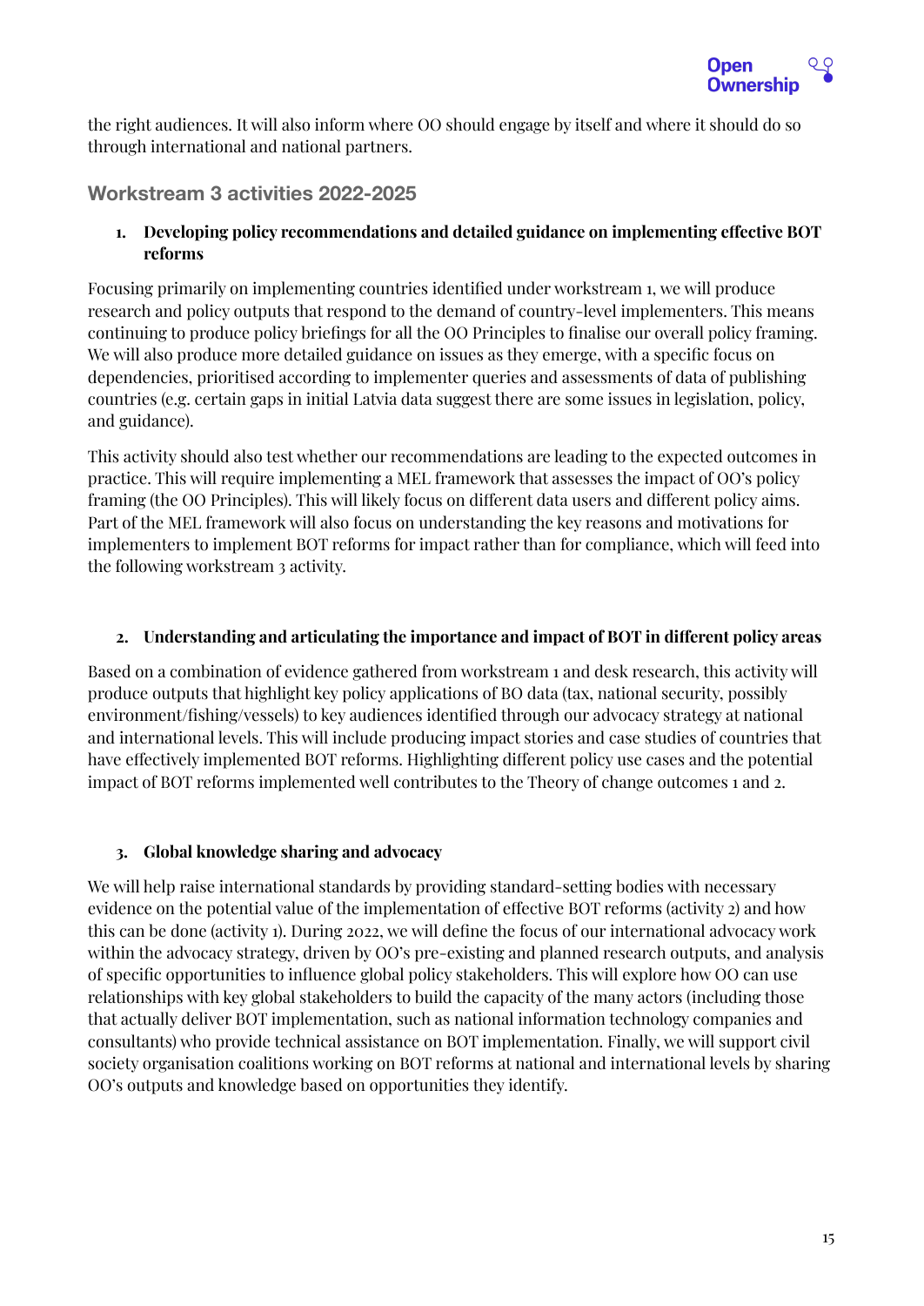the right audiences. It will also inform where OO should engage by itself and where it should do so through international and national partners.

## Workstream 3 activities 2022-2025

1. **Developing policy recommendations and detailed guidance on implementing effective BOT reforms**

Focusing primarily on implementing countries identified under workstream 1, we will produce research and policy outputs that respond to the demand of country-level implementers. This means continuing to produce policy briefings for all the OO Principles to finalise our overall policy framing. We will also produce more detailed guidance on issues as they emerge, with a specific focus on dependencies, prioritised according to implementer queries and assessments of data of publishing countries (e.g. certain gaps in initial Latvia data suggest there are some issues in legislation, policy, and guidance).

This activity should also test whether our recommendations are leading to the expected outcomes in practice. This will require implementing a MEL framework that assesses the impact of OO's policy framing (the OO Principles). This will likely focus on different data users and different policy aims. Part of the MEL framework will also focus on understanding the key reasons and motivations for implementers to implement BOT reforms for impact rather than for compliance, which will feed into the following workstream 3 activity.

2. **Understanding and articulating the importance and impact of BOT in different policy areas**

Based on a combination of evidence gathered from workstream 1 and desk research, this activity will produce outputs that highlight key policy applications of BO data (tax, national security, possibly environment/fishing/vessels) to key audiences identified through our advocacy strategy at national and international levels. This will include producing impact stories and case studies of countries that have effectively implemented BOT reforms. Highlighting different policy use cases and the potential impact of BOT reforms implemented well contributes to the Theory of change outcomes 1 and 2.

3. **Global knowledge sharing and advocacy**

We will help raise international standards by providing standard-setting bodies with necessary evidence on the potential value of the implementation of effective BOT reforms (activity 2) and how this can be done (activity 1). During 2022, we will define the focus of our international advocacy work within the advocacy strategy, driven by OO's pre-existing and planned research outputs, and analysis of specific opportunities to influence global policy stakeholders. This will explore how OO can use relationships with key global stakeholders to build the capacity of the many actors (including those that actually deliver BOT implementation, such as national information technology companies and consultants) who provide technical assistance on BOT implementation. Finally, we will support civil society organisation coalitions working on BOT reforms at national and international levels by sharing OO's outputs and knowledge based on opportunities they identify.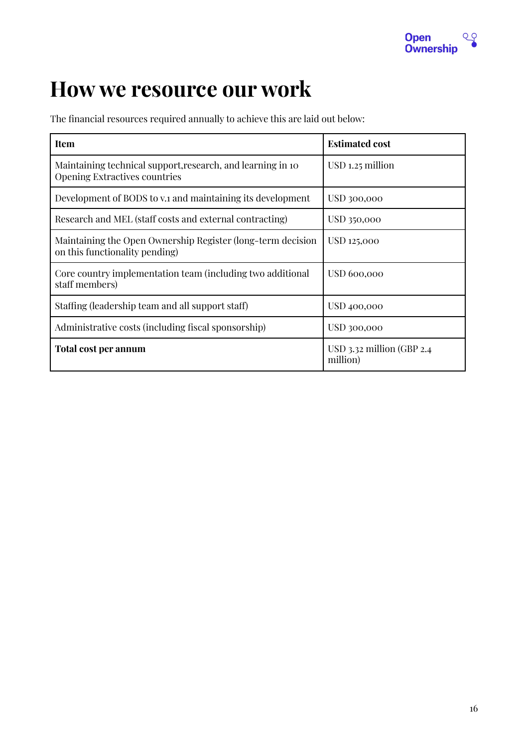# How we resource our work

The financial resources required annually to achieve this are laid out below:

| Item | Estimated cost |
|---|---|
| Maintaining technical support,research, and learning in 10 Opening Extractives countries | USD 1.25 million |
| Development of BODS to v.1 and maintaining its development | USD 300,000 |
| Research and MEL (staff costs and external contracting) | USD 350,000 |
| Maintaining the Open Ownership Register (long-term decision on this functionality pending) | USD 125,000 |
| Core country implementation team (including two additional staff members) | USD 600,000 |
| Staffing (leadership team and all support staff) | USD 400,000 |
| Administrative costs (including fiscal sponsorship) | USD 300,000 |
| **Total cost per annum** | USD 3.32 million (GBP 2.4 million) |